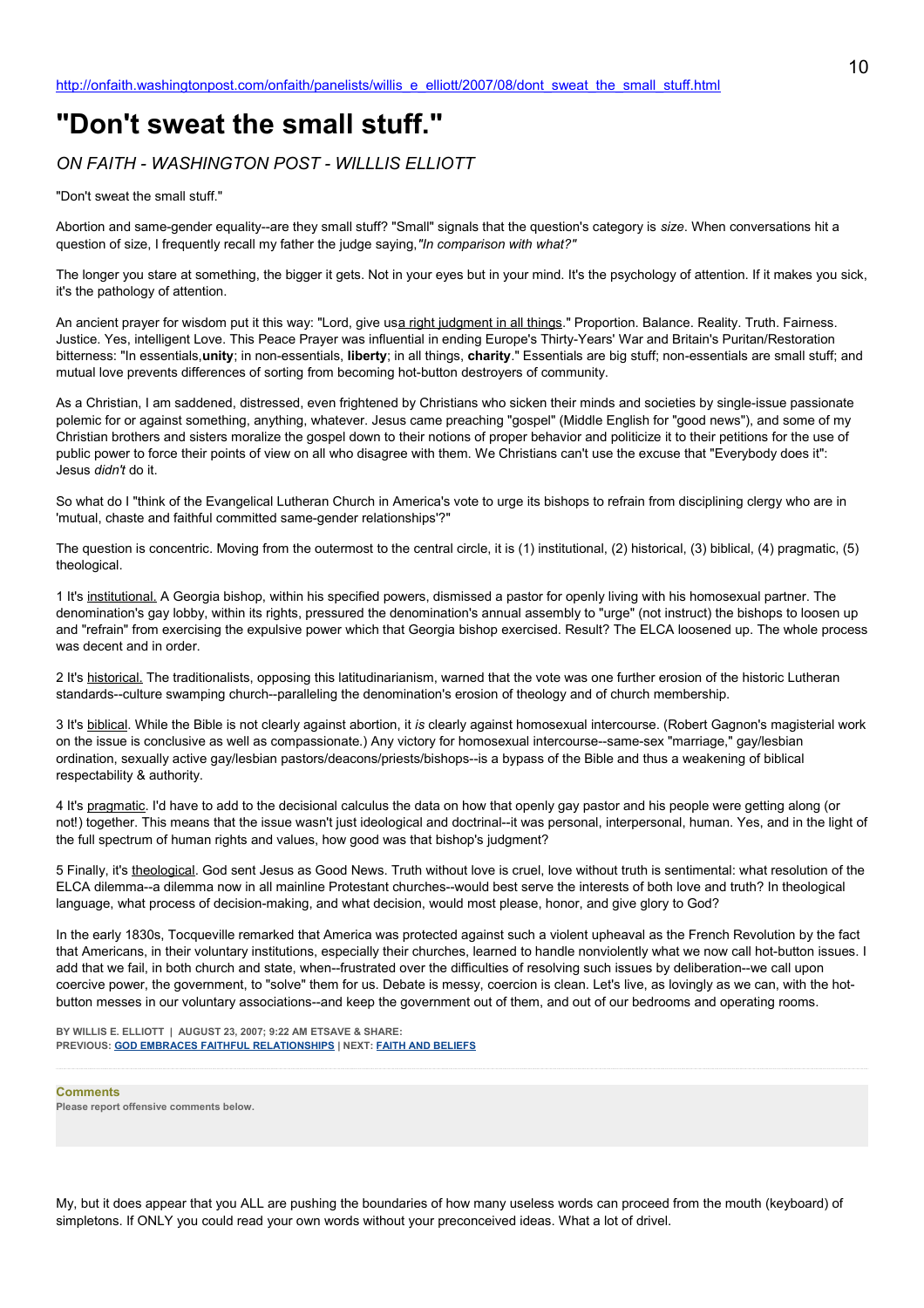http://onfaith.washingtonpost.com/onfaith/panelists/willis_e_elliott/2007/08/dont_sweat_the_small_stuff.html

# "Don't sweat the small stuff."

*ON FAITH - WASHINGTON POST - WILLLIS ELLIOTT*

"Don't sweat the small stuff."

Abortion and same-gender equality--are they small stuff? "Small" signals that the question's category is *size*. When conversations hit a question of size, I frequently recall my father the judge saying,*"In comparison with what?"*

The longer you stare at something, the bigger it gets. Not in your eyes but in your mind. It's the psychology of attention. If it makes you sick, it's the pathology of attention.

An ancient prayer for wisdom put it this way: "Lord, give usa right judgment in all things." Proportion. Balance. Reality. Truth. Fairness. Justice. Yes, intelligent Love. This Peace Prayer was influential in ending Europe's Thirty-Years' War and Britain's Puritan/Restoration bitterness: "In essentials,**unity**; in non-essentials, **liberty**; in all things, **charity**." Essentials are big stuff; non-essentials are small stuff; and mutual love prevents differences of sorting from becoming hot-button destroyers of community.

As a Christian, I am saddened, distressed, even frightened by Christians who sicken their minds and societies by single-issue passionate polemic for or against something, anything, whatever. Jesus came preaching "gospel" (Middle English for "good news"), and some of my Christian brothers and sisters moralize the gospel down to their notions of proper behavior and politicize it to their petitions for the use of public power to force their points of view on all who disagree with them. We Christians can't use the excuse that "Everybody does it": Jesus *didn't* do it.

So what do I "think of the Evangelical Lutheran Church in America's vote to urge its bishops to refrain from disciplining clergy who are in 'mutual, chaste and faithful committed same-gender relationships'?"

The question is concentric. Moving from the outermost to the central circle, it is (1) institutional, (2) historical, (3) biblical, (4) pragmatic, (5) theological.

1 It's institutional. A Georgia bishop, within his specified powers, dismissed a pastor for openly living with his homosexual partner. The denomination's gay lobby, within its rights, pressured the denomination's annual assembly to "urge" (not instruct) the bishops to loosen up and "refrain" from exercising the expulsive power which that Georgia bishop exercised. Result? The ELCA loosened up. The whole process was decent and in order.

2 It's historical. The traditionalists, opposing this latitudinarianism, warned that the vote was one further erosion of the historic Lutheran standards--culture swamping church--paralleling the denomination's erosion of theology and of church membership.

3 It's biblical. While the Bible is not clearly against abortion, it *is* clearly against homosexual intercourse. (Robert Gagnon's magisterial work on the issue is conclusive as well as compassionate.) Any victory for homosexual intercourse--same-sex "marriage," gay/lesbian ordination, sexually active gay/lesbian pastors/deacons/priests/bishops--is a bypass of the Bible and thus a weakening of biblical respectability & authority.

4 It's pragmatic. I'd have to add to the decisional calculus the data on how that openly gay pastor and his people were getting along (or not!) together. This means that the issue wasn't just ideological and doctrinal--it was personal, interpersonal, human. Yes, and in the light of the full spectrum of human rights and values, how good was that bishop's judgment?

5 Finally, it's theological. God sent Jesus as Good News. Truth without love is cruel, love without truth is sentimental: what resolution of the ELCA dilemma--a dilemma now in all mainline Protestant churches--would best serve the interests of both love and truth? In theological language, what process of decision-making, and what decision, would most please, honor, and give glory to God?

In the early 1830s, Tocqueville remarked that America was protected against such a violent upheaval as the French Revolution by the fact that Americans, in their voluntary institutions, especially their churches, learned to handle nonviolently what we now call hot-button issues. I add that we fail, in both church and state, when--frustrated over the difficulties of resolving such issues by deliberation--we call upon coercive power, the government, to "solve" them for us. Debate is messy, coercion is clean. Let's live, as lovingly as we can, with the hot-button messes in our voluntary associations--and keep the government out of them, and out of our bedrooms and operating rooms.

**BY WILLIS E. ELLIOTT | AUGUST 23, 2007; 9:22 AM ETSAVE & SHARE:**
**PREVIOUS: GOD EMBRACES FAITHFUL RELATIONSHIPS | NEXT: FAITH AND BELIEFS**

**Comments**
**Please report offensive comments below.**

My, but it does appear that you ALL are pushing the boundaries of how many useless words can proceed from the mouth (keyboard) of simpletons. If ONLY you could read your own words without your preconceived ideas. What a lot of drivel.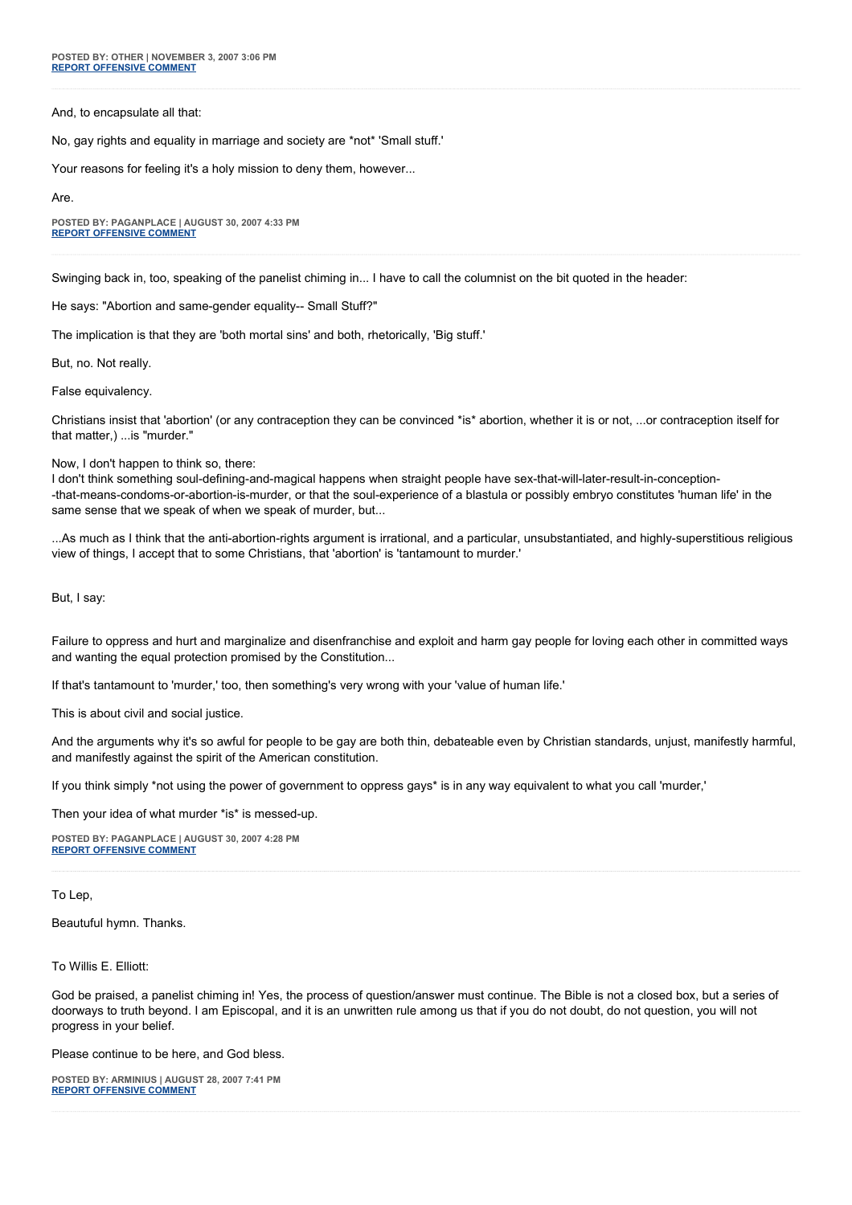**POSTED BY: OTHER | NOVEMBER 3, 2007 3:06 PM**
**REPORT OFFENSIVE COMMENT**

---

And, to encapsulate all that:

No, gay rights and equality in marriage and society are *not* 'Small stuff.'

Your reasons for feeling it's a holy mission to deny them, however...

Are.

**POSTED BY: PAGANPLACE | AUGUST 30, 2007 4:33 PM**
**REPORT OFFENSIVE COMMENT**

---

Swinging back in, too, speaking of the panelist chiming in... I have to call the columnist on the bit quoted in the header:

He says: "Abortion and same-gender equality-- Small Stuff?"

The implication is that they are 'both mortal sins' and both, rhetorically, 'Big stuff.'

But, no. Not really.

False equivalency.

Christians insist that 'abortion' (or any contraception they can be convinced *is* abortion, whether it is or not, ...or contraception itself for that matter,) ...is "murder."

Now, I don't happen to think so, there:
I don't think something soul-defining-and-magical happens when straight people have sex-that-will-later-result-in-conception--that-means-condoms-or-abortion-is-murder, or that the soul-experience of a blastula or possibly embryo constitutes 'human life' in the same sense that we speak of when we speak of murder, but...

...As much as I think that the anti-abortion-rights argument is irrational, and a particular, unsubstantiated, and highly-superstitious religious view of things, I accept that to some Christians, that 'abortion' is 'tantamount to murder.'

But, I say:

Failure to oppress and hurt and marginalize and disenfranchise and exploit and harm gay people for loving each other in committed ways and wanting the equal protection promised by the Constitution...

If that's tantamount to 'murder,' too, then something's very wrong with your 'value of human life.'

This is about civil and social justice.

And the arguments why it's so awful for people to be gay are both thin, debateable even by Christian standards, unjust, manifestly harmful, and manifestly against the spirit of the American constitution.

If you think simply *not using the power of government to oppress gays* is in any way equivalent to what you call 'murder,'

Then your idea of what murder *is* is messed-up.

**POSTED BY: PAGANPLACE | AUGUST 30, 2007 4:28 PM**
**REPORT OFFENSIVE COMMENT**

---

To Lep,

Beautuful hymn. Thanks.

To Willis E. Elliott:

God be praised, a panelist chiming in! Yes, the process of question/answer must continue. The Bible is not a closed box, but a series of doorways to truth beyond. I am Episcopal, and it is an unwritten rule among us that if you do not doubt, do not question, you will not progress in your belief.

Please continue to be here, and God bless.

**POSTED BY: ARMINIUS | AUGUST 28, 2007 7:41 PM**
**REPORT OFFENSIVE COMMENT**

---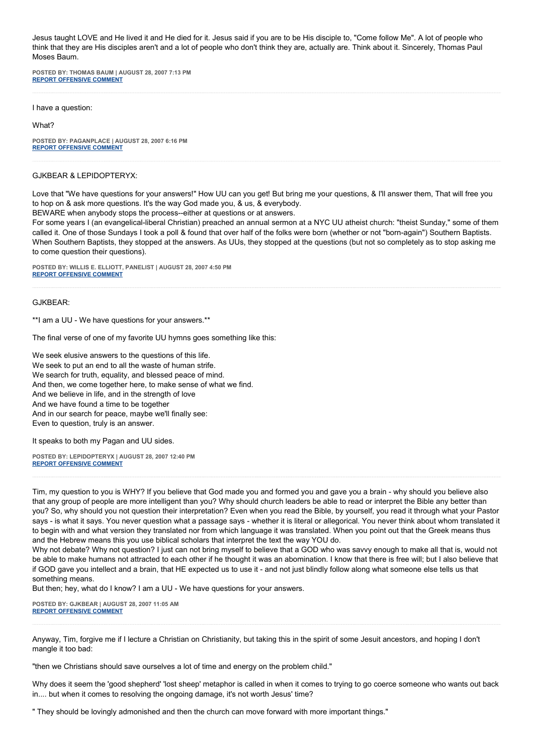Jesus taught LOVE and He lived it and He died for it. Jesus said if you are to be His disciple to, "Come follow Me". A lot of people who think that they are His disciples aren't and a lot of people who don't think they are, actually are. Think about it. Sincerely, Thomas Paul Moses Baum.

**POSTED BY: THOMAS BAUM | AUGUST 28, 2007 7:13 PM**
**REPORT OFFENSIVE COMMENT**

---

I have a question:

What?

**POSTED BY: PAGANPLACE | AUGUST 28, 2007 6:16 PM**
**REPORT OFFENSIVE COMMENT**

---

GJKBEAR & LEPIDOPTERYX:

Love that "We have questions for your answers!" How UU can you get! But bring me your questions, & I'll answer them, That will free you to hop on & ask more questions. It's the way God made you, & us, & everybody.
BEWARE when anybody stops the process--either at questions or at answers.
For some years I (an evangelical-liberal Christian) preached an annual sermon at a NYC UU atheist church: "theist Sunday," some of them called it. One of those Sundays I took a poll & found that over half of the folks were born (whether or not "born-again") Southern Baptists. When Southern Baptists, they stopped at the answers. As UUs, they stopped at the questions (but not so completely as to stop asking me to come question their questions).

**POSTED BY: WILLIS E. ELLIOTT, PANELIST | AUGUST 28, 2007 4:50 PM**
**REPORT OFFENSIVE COMMENT**

---

GJKBEAR:

**I am a UU - We have questions for your answers.**

The final verse of one of my favorite UU hymns goes something like this:

We seek elusive answers to the questions of this life.
We seek to put an end to all the waste of human strife.
We search for truth, equality, and blessed peace of mind.
And then, we come together here, to make sense of what we find.
And we believe in life, and in the strength of love
And we have found a time to be together
And in our search for peace, maybe we'll finally see:
Even to question, truly is an answer.

It speaks to both my Pagan and UU sides.

**POSTED BY: LEPIDOPTERYX | AUGUST 28, 2007 12:40 PM**
**REPORT OFFENSIVE COMMENT**

---

Tim, my question to you is WHY? If you believe that God made you and formed you and gave you a brain - why should you believe also that any group of people are more intelligent than you? Why should church leaders be able to read or interpret the Bible any better than you? So, why should you not question their interpretation? Even when you read the Bible, by yourself, you read it through what your Pastor says - is what it says. You never question what a passage says - whether it is literal or allegorical. You never think about whom translated it to begin with and what version they translated nor from which language it was translated. When you point out that the Greek means thus and the Hebrew means this you use biblical scholars that interpret the text the way YOU do.
Why not debate? Why not question? I just can not bring myself to believe that a GOD who was savvy enough to make all that is, would not be able to make humans not attracted to each other if he thought it was an abomination. I know that there is free will; but I also believe that if GOD gave you intellect and a brain, that HE expected us to use it - and not just blindly follow along what someone else tells us that something means.
But then; hey, what do I know? I am a UU - We have questions for your answers.

**POSTED BY: GJKBEAR | AUGUST 28, 2007 11:05 AM**
**REPORT OFFENSIVE COMMENT**

---

Anyway, Tim, forgive me if I lecture a Christian on Christianity, but taking this in the spirit of some Jesuit ancestors, and hoping I don't mangle it too bad:

"then we Christians should save ourselves a lot of time and energy on the problem child."

Why does it seem the 'good shepherd' 'lost sheep' metaphor is called in when it comes to trying to go coerce someone who wants out back in.... but when it comes to resolving the ongoing damage, it's not worth Jesus' time?

" They should be lovingly admonished and then the church can move forward with more important things."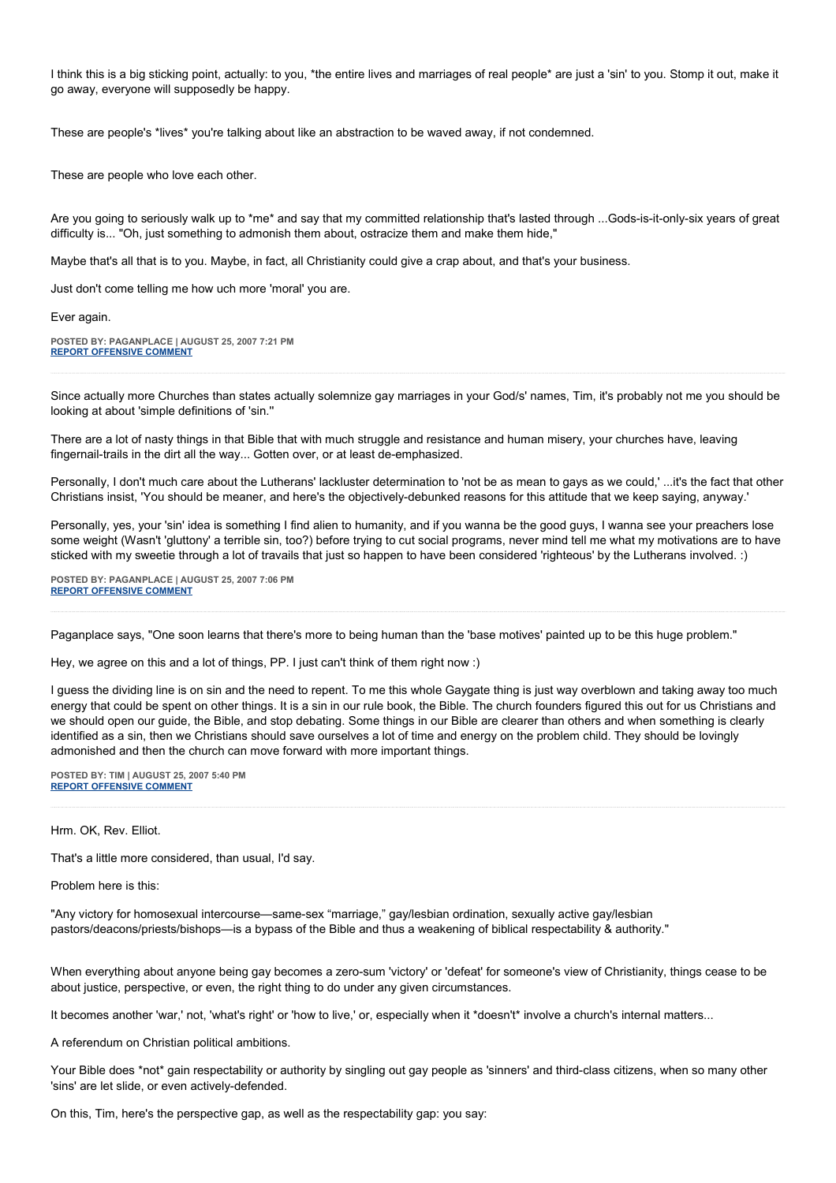I think this is a big sticking point, actually: to you, *the entire lives and marriages of real people* are just a 'sin' to you. Stomp it out, make it go away, everyone will supposedly be happy.

These are people's *lives* you're talking about like an abstraction to be waved away, if not condemned.

These are people who love each other.

Are you going to seriously walk up to *me* and say that my committed relationship that's lasted through ...Gods-is-it-only-six years of great difficulty is... "Oh, just something to admonish them about, ostracize them and make them hide,"

Maybe that's all that is to you. Maybe, in fact, all Christianity could give a crap about, and that's your business.

Just don't come telling me how uch more 'moral' you are.

Ever again.

**POSTED BY: PAGANPLACE | AUGUST 25, 2007 7:21 PM**
**REPORT OFFENSIVE COMMENT**

---

Since actually more Churches than states actually solemnize gay marriages in your God/s' names, Tim, it's probably not me you should be looking at about 'simple definitions of 'sin.''

There are a lot of nasty things in that Bible that with much struggle and resistance and human misery, your churches have, leaving fingernail-trails in the dirt all the way... Gotten over, or at least de-emphasized.

Personally, I don't much care about the Lutherans' lackluster determination to 'not be as mean to gays as we could,' ...it's the fact that other Christians insist, 'You should be meaner, and here's the objectively-debunked reasons for this attitude that we keep saying, anyway.'

Personally, yes, your 'sin' idea is something I find alien to humanity, and if you wanna be the good guys, I wanna see your preachers lose some weight (Wasn't 'gluttony' a terrible sin, too?) before trying to cut social programs, never mind tell me what my motivations are to have sticked with my sweetie through a lot of travails that just so happen to have been considered 'righteous' by the Lutherans involved. :)

**POSTED BY: PAGANPLACE | AUGUST 25, 2007 7:06 PM**
**REPORT OFFENSIVE COMMENT**

---

Paganplace says, "One soon learns that there's more to being human than the 'base motives' painted up to be this huge problem."

Hey, we agree on this and a lot of things, PP. I just can't think of them right now :)

I guess the dividing line is on sin and the need to repent. To me this whole Gaygate thing is just way overblown and taking away too much energy that could be spent on other things. It is a sin in our rule book, the Bible. The church founders figured this out for us Christians and we should open our guide, the Bible, and stop debating. Some things in our Bible are clearer than others and when something is clearly identified as a sin, then we Christians should save ourselves a lot of time and energy on the problem child. They should be lovingly admonished and then the church can move forward with more important things.

**POSTED BY: TIM | AUGUST 25, 2007 5:40 PM**
**REPORT OFFENSIVE COMMENT**

---

Hrm. OK, Rev. Elliot.

That's a little more considered, than usual, I'd say.

Problem here is this:

"Any victory for homosexual intercourse—same-sex "marriage," gay/lesbian ordination, sexually active gay/lesbian pastors/deacons/priests/bishops—is a bypass of the Bible and thus a weakening of biblical respectability & authority."

When everything about anyone being gay becomes a zero-sum 'victory' or 'defeat' for someone's view of Christianity, things cease to be about justice, perspective, or even, the right thing to do under any given circumstances.

It becomes another 'war,' not, 'what's right' or 'how to live,' or, especially when it *doesn't* involve a church's internal matters...

A referendum on Christian political ambitions.

Your Bible does *not* gain respectability or authority by singling out gay people as 'sinners' and third-class citizens, when so many other 'sins' are let slide, or even actively-defended.

On this, Tim, here's the perspective gap, as well as the respectability gap: you say: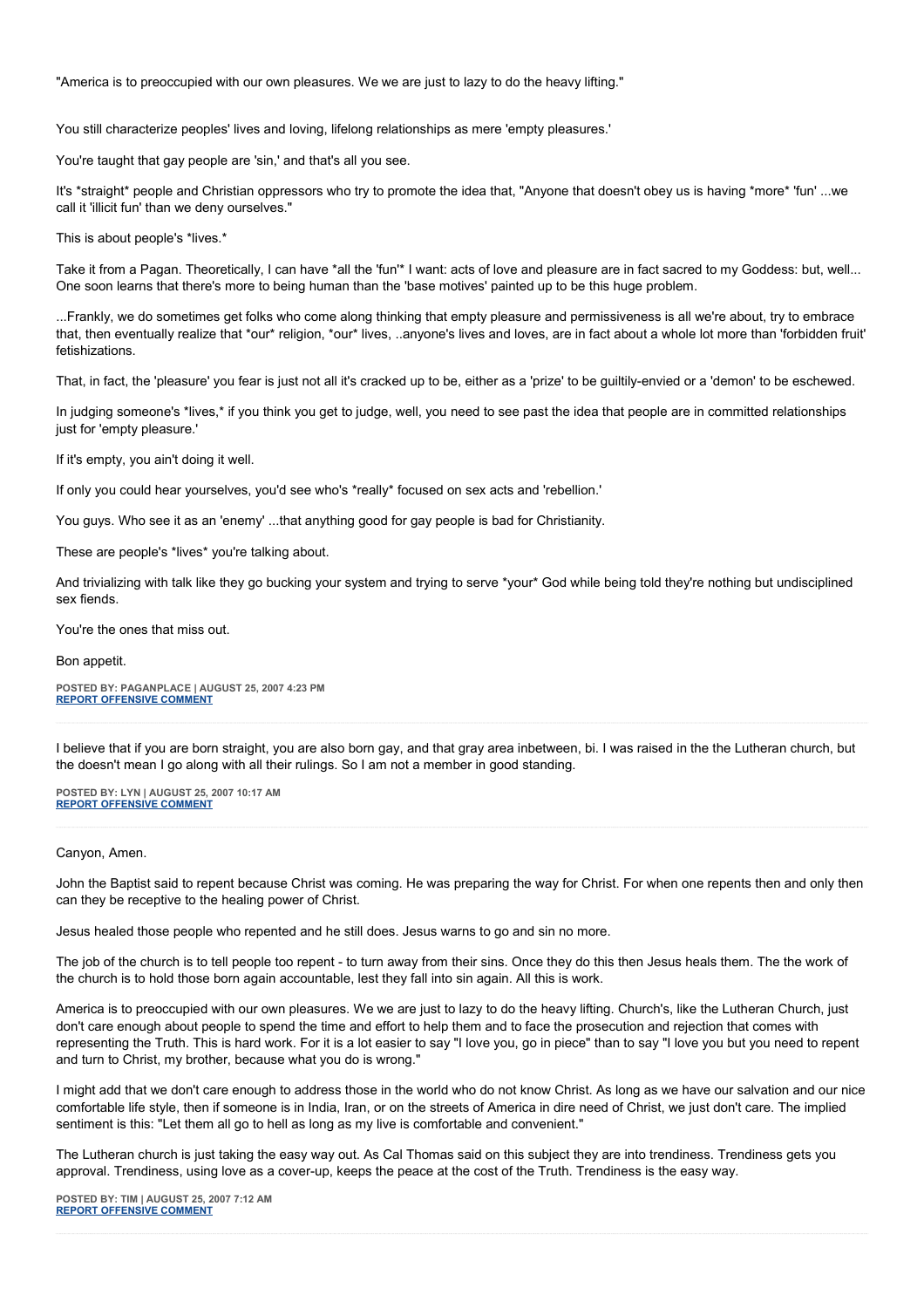"America is to preoccupied with our own pleasures. We we are just to lazy to do the heavy lifting."

You still characterize peoples' lives and loving, lifelong relationships as mere 'empty pleasures.'

You're taught that gay people are 'sin,' and that's all you see.

It's *straight* people and Christian oppressors who try to promote the idea that, "Anyone that doesn't obey us is having *more* 'fun' ...we call it 'illicit fun' than we deny ourselves."

This is about people's *lives.*

Take it from a Pagan. Theoretically, I can have *all the 'fun'* I want: acts of love and pleasure are in fact sacred to my Goddess: but, well... One soon learns that there's more to being human than the 'base motives' painted up to be this huge problem.

...Frankly, we do sometimes get folks who come along thinking that empty pleasure and permissiveness is all we're about, try to embrace that, then eventually realize that *our* religion, *our* lives, ..anyone's lives and loves, are in fact about a whole lot more than 'forbidden fruit' fetishizations.

That, in fact, the 'pleasure' you fear is just not all it's cracked up to be, either as a 'prize' to be guiltily-envied or a 'demon' to be eschewed.

In judging someone's *lives,* if you think you get to judge, well, you need to see past the idea that people are in committed relationships just for 'empty pleasure.'

If it's empty, you ain't doing it well.

If only you could hear yourselves, you'd see who's *really* focused on sex acts and 'rebellion.'

You guys. Who see it as an 'enemy' ...that anything good for gay people is bad for Christianity.

These are people's *lives* you're talking about.

And trivializing with talk like they go bucking your system and trying to serve *your* God while being told they're nothing but undisciplined sex fiends.

You're the ones that miss out.

Bon appetit.

**POSTED BY: PAGANPLACE | AUGUST 25, 2007 4:23 PM**
**REPORT OFFENSIVE COMMENT**

---

I believe that if you are born straight, you are also born gay, and that gray area inbetween, bi. I was raised in the the Lutheran church, but the doesn't mean I go along with all their rulings. So I am not a member in good standing.

**POSTED BY: LYN | AUGUST 25, 2007 10:17 AM**
**REPORT OFFENSIVE COMMENT**

---

Canyon, Amen.

John the Baptist said to repent because Christ was coming. He was preparing the way for Christ. For when one repents then and only then can they be receptive to the healing power of Christ.

Jesus healed those people who repented and he still does. Jesus warns to go and sin no more.

The job of the church is to tell people too repent - to turn away from their sins. Once they do this then Jesus heals them. The the work of the church is to hold those born again accountable, lest they fall into sin again. All this is work.

America is to preoccupied with our own pleasures. We we are just to lazy to do the heavy lifting. Church's, like the Lutheran Church, just don't care enough about people to spend the time and effort to help them and to face the prosecution and rejection that comes with representing the Truth. This is hard work. For it is a lot easier to say "I love you, go in piece" than to say "I love you but you need to repent and turn to Christ, my brother, because what you do is wrong."

I might add that we don't care enough to address those in the world who do not know Christ. As long as we have our salvation and our nice comfortable life style, then if someone is in India, Iran, or on the streets of America in dire need of Christ, we just don't care. The implied sentiment is this: "Let them all go to hell as long as my live is comfortable and convenient."

The Lutheran church is just taking the easy way out. As Cal Thomas said on this subject they are into trendiness. Trendiness gets you approval. Trendiness, using love as a cover-up, keeps the peace at the cost of the Truth. Trendiness is the easy way.

**POSTED BY: TIM | AUGUST 25, 2007 7:12 AM**
**REPORT OFFENSIVE COMMENT**

---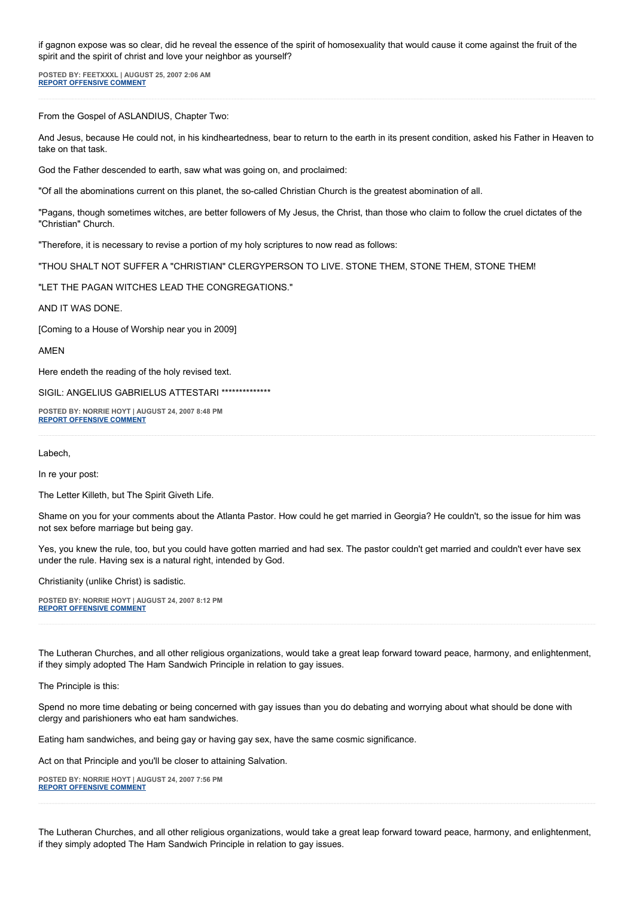if gagnon expose was so clear, did he reveal the essence of the spirit of homosexuality that would cause it come against the fruit of the spirit and the spirit of christ and love your neighbor as yourself?

**POSTED BY: FEETXXXL | AUGUST 25, 2007 2:06 AM**
**REPORT OFFENSIVE COMMENT**

---

From the Gospel of ASLANDIUS, Chapter Two:

And Jesus, because He could not, in his kindheartedness, bear to return to the earth in its present condition, asked his Father in Heaven to take on that task.

God the Father descended to earth, saw what was going on, and proclaimed:

"Of all the abominations current on this planet, the so-called Christian Church is the greatest abomination of all.

"Pagans, though sometimes witches, are better followers of My Jesus, the Christ, than those who claim to follow the cruel dictates of the "Christian" Church.

"Therefore, it is necessary to revise a portion of my holy scriptures to now read as follows:

"THOU SHALT NOT SUFFER A "CHRISTIAN" CLERGYPERSON TO LIVE. STONE THEM, STONE THEM, STONE THEM!

"LET THE PAGAN WITCHES LEAD THE CONGREGATIONS."

AND IT WAS DONE.

[Coming to a House of Worship near you in 2009]

AMEN

Here endeth the reading of the holy revised text.

SIGIL: ANGELIUS GABRIELUS ATTESTARI **************

**POSTED BY: NORRIE HOYT | AUGUST 24, 2007 8:48 PM**
**REPORT OFFENSIVE COMMENT**

---

Labech,

In re your post:

The Letter Killeth, but The Spirit Giveth Life.

Shame on you for your comments about the Atlanta Pastor. How could he get married in Georgia? He couldn't, so the issue for him was not sex before marriage but being gay.

Yes, you knew the rule, too, but you could have gotten married and had sex. The pastor couldn't get married and couldn't ever have sex under the rule. Having sex is a natural right, intended by God.

Christianity (unlike Christ) is sadistic.

**POSTED BY: NORRIE HOYT | AUGUST 24, 2007 8:12 PM**
**REPORT OFFENSIVE COMMENT**

---

The Lutheran Churches, and all other religious organizations, would take a great leap forward toward peace, harmony, and enlightenment, if they simply adopted The Ham Sandwich Principle in relation to gay issues.

The Principle is this:

Spend no more time debating or being concerned with gay issues than you do debating and worrying about what should be done with clergy and parishioners who eat ham sandwiches.

Eating ham sandwiches, and being gay or having gay sex, have the same cosmic significance.

Act on that Principle and you'll be closer to attaining Salvation.

**POSTED BY: NORRIE HOYT | AUGUST 24, 2007 7:56 PM**
**REPORT OFFENSIVE COMMENT**

---

The Lutheran Churches, and all other religious organizations, would take a great leap forward toward peace, harmony, and enlightenment, if they simply adopted The Ham Sandwich Principle in relation to gay issues.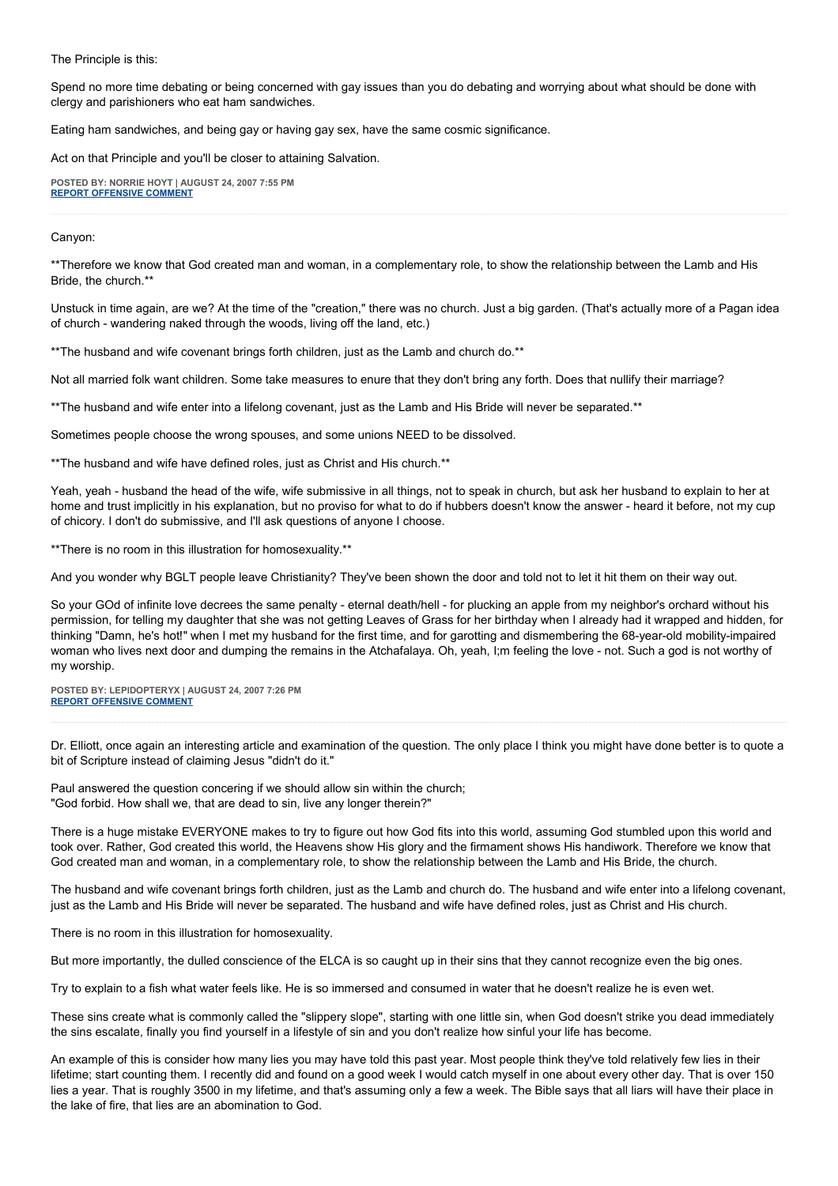The Principle is this:

Spend no more time debating or being concerned with gay issues than you do debating and worrying about what should be done with clergy and parishioners who eat ham sandwiches.

Eating ham sandwiches, and being gay or having gay sex, have the same cosmic significance.

Act on that Principle and you'll be closer to attaining Salvation.

**POSTED BY: NORRIE HOYT | AUGUST 24, 2007 7:55 PM**
**REPORT OFFENSIVE COMMENT**

---

Canyon:

**Therefore we know that God created man and woman, in a complementary role, to show the relationship between the Lamb and His Bride, the church.**

Unstuck in time again, are we? At the time of the "creation," there was no church. Just a big garden. (That's actually more of a Pagan idea of church - wandering naked through the woods, living off the land, etc.)

**The husband and wife covenant brings forth children, just as the Lamb and church do.**

Not all married folk want children. Some take measures to enure that they don't bring any forth. Does that nullify their marriage?

**The husband and wife enter into a lifelong covenant, just as the Lamb and His Bride will never be separated.**

Sometimes people choose the wrong spouses, and some unions NEED to be dissolved.

**The husband and wife have defined roles, just as Christ and His church.**

Yeah, yeah - husband the head of the wife, wife submissive in all things, not to speak in church, but ask her husband to explain to her at home and trust implicitly in his explanation, but no proviso for what to do if hubbers doesn't know the answer - heard it before, not my cup of chicory. I don't do submissive, and I'll ask questions of anyone I choose.

**There is no room in this illustration for homosexuality.**

And you wonder why BGLT people leave Christianity? They've been shown the door and told not to let it hit them on their way out.

So your GOd of infinite love decrees the same penalty - eternal death/hell - for plucking an apple from my neighbor's orchard without his permission, for telling my daughter that she was not getting Leaves of Grass for her birthday when I already had it wrapped and hidden, for thinking "Damn, he's hot!" when I met my husband for the first time, and for garotting and dismembering the 68-year-old mobility-impaired woman who lives next door and dumping the remains in the Atchafalaya. Oh, yeah, I;m feeling the love - not. Such a god is not worthy of my worship.

**POSTED BY: LEPIDOPTERYX | AUGUST 24, 2007 7:26 PM**
**REPORT OFFENSIVE COMMENT**

---

Dr. Elliott, once again an interesting article and examination of the question. The only place I think you might have done better is to quote a bit of Scripture instead of claiming Jesus "didn't do it."

Paul answered the question concering if we should allow sin within the church;
"God forbid. How shall we, that are dead to sin, live any longer therein?"

There is a huge mistake EVERYONE makes to try to figure out how God fits into this world, assuming God stumbled upon this world and took over. Rather, God created this world, the Heavens show His glory and the firmament shows His handiwork. Therefore we know that God created man and woman, in a complementary role, to show the relationship between the Lamb and His Bride, the church.

The husband and wife covenant brings forth children, just as the Lamb and church do. The husband and wife enter into a lifelong covenant, just as the Lamb and His Bride will never be separated. The husband and wife have defined roles, just as Christ and His church.

There is no room in this illustration for homosexuality.

But more importantly, the dulled conscience of the ELCA is so caught up in their sins that they cannot recognize even the big ones.

Try to explain to a fish what water feels like. He is so immersed and consumed in water that he doesn't realize he is even wet.

These sins create what is commonly called the "slippery slope", starting with one little sin, when God doesn't strike you dead immediately the sins escalate, finally you find yourself in a lifestyle of sin and you don't realize how sinful your life has become.

An example of this is consider how many lies you may have told this past year. Most people think they've told relatively few lies in their lifetime; start counting them. I recently did and found on a good week I would catch myself in one about every other day. That is over 150 lies a year. That is roughly 3500 in my lifetime, and that's assuming only a few a week. The Bible says that all liars will have their place in the lake of fire, that lies are an abomination to God.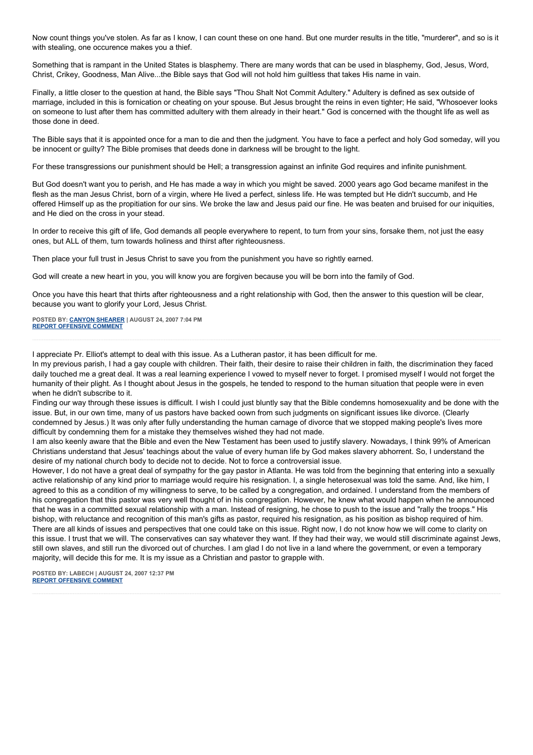Now count things you've stolen. As far as I know, I can count these on one hand. But one murder results in the title, "murderer", and so is it with stealing, one occurence makes you a thief.

Something that is rampant in the United States is blasphemy. There are many words that can be used in blasphemy, God, Jesus, Word, Christ, Crikey, Goodness, Man Alive...the Bible says that God will not hold him guiltless that takes His name in vain.

Finally, a little closer to the question at hand, the Bible says "Thou Shalt Not Commit Adultery." Adultery is defined as sex outside of marriage, included in this is fornication or cheating on your spouse. But Jesus brought the reins in even tighter; He said, "Whosoever looks on someone to lust after them has committed adultery with them already in their heart." God is concerned with the thought life as well as those done in deed.

The Bible says that it is appointed once for a man to die and then the judgment. You have to face a perfect and holy God someday, will you be innocent or guilty? The Bible promises that deeds done in darkness will be brought to the light.

For these transgressions our punishment should be Hell; a transgression against an infinite God requires and infinite punishment.

But God doesn't want you to perish, and He has made a way in which you might be saved. 2000 years ago God became manifest in the flesh as the man Jesus Christ, born of a virgin, where He lived a perfect, sinless life. He was tempted but He didn't succumb, and He offered Himself up as the propitiation for our sins. We broke the law and Jesus paid our fine. He was beaten and bruised for our iniquities, and He died on the cross in your stead.

In order to receive this gift of life, God demands all people everywhere to repent, to turn from your sins, forsake them, not just the easy ones, but ALL of them, turn towards holiness and thirst after righteousness.

Then place your full trust in Jesus Christ to save you from the punishment you have so rightly earned.

God will create a new heart in you, you will know you are forgiven because you will be born into the family of God.

Once you have this heart that thirts after righteousness and a right relationship with God, then the answer to this question will be clear, because you want to glorify your Lord, Jesus Christ.

**POSTED BY: CANYON SHEARER | AUGUST 24, 2007 7:04 PM**
**REPORT OFFENSIVE COMMENT**

---

I appreciate Pr. Elliot's attempt to deal with this issue. As a Lutheran pastor, it has been difficult for me.
In my previous parish, I had a gay couple with children. Their faith, their desire to raise their children in faith, the discrimination they faced daily touched me a great deal. It was a real learning experience I vowed to myself never to forget. I promised myself I would not forget the humanity of their plight. As I thought about Jesus in the gospels, he tended to respond to the human situation that people were in even when he didn't subscribe to it.
Finding our way through these issues is difficult. I wish I could just bluntly say that the Bible condemns homosexuality and be done with the issue. But, in our own time, many of us pastors have backed oown from such judgments on significant issues like divorce. (Clearly condemned by Jesus.) It was only after fully understanding the human carnage of divorce that we stopped making people's lives more difficult by condemning them for a mistake they themselves wished they had not made.
I am also keenly aware that the Bible and even the New Testament has been used to justify slavery. Nowadays, I think 99% of American Christians understand that Jesus' teachings about the value of every human life by God makes slavery abhorrent. So, I understand the desire of my national church body to decide not to decide. Not to force a controversial issue.
However, I do not have a great deal of sympathy for the gay pastor in Atlanta. He was told from the beginning that entering into a sexually active relationship of any kind prior to marriage would require his resignation. I, a single heterosexual was told the same. And, like him, I agreed to this as a condition of my willingness to serve, to be called by a congregation, and ordained. I understand from the members of his congregation that this pastor was very well thought of in his congregation. However, he knew what would happen when he announced that he was in a committed sexual relationship with a man. Instead of resigning, he chose to push to the issue and "rally the troops." His bishop, with reluctance and recognition of this man's gifts as pastor, required his resignation, as his position as bishop required of him.
There are all kinds of issues and perspectives that one could take on this issue. Right now, I do not know how we will come to clarity on this issue. I trust that we will. The conservatives can say whatever they want. If they had their way, we would still discriminate against Jews, still own slaves, and still run the divorced out of churches. I am glad I do not live in a land where the government, or even a temporary majority, will decide this for me. It is my issue as a Christian and pastor to grapple with.

**POSTED BY: LABECH | AUGUST 24, 2007 12:37 PM**
**REPORT OFFENSIVE COMMENT**